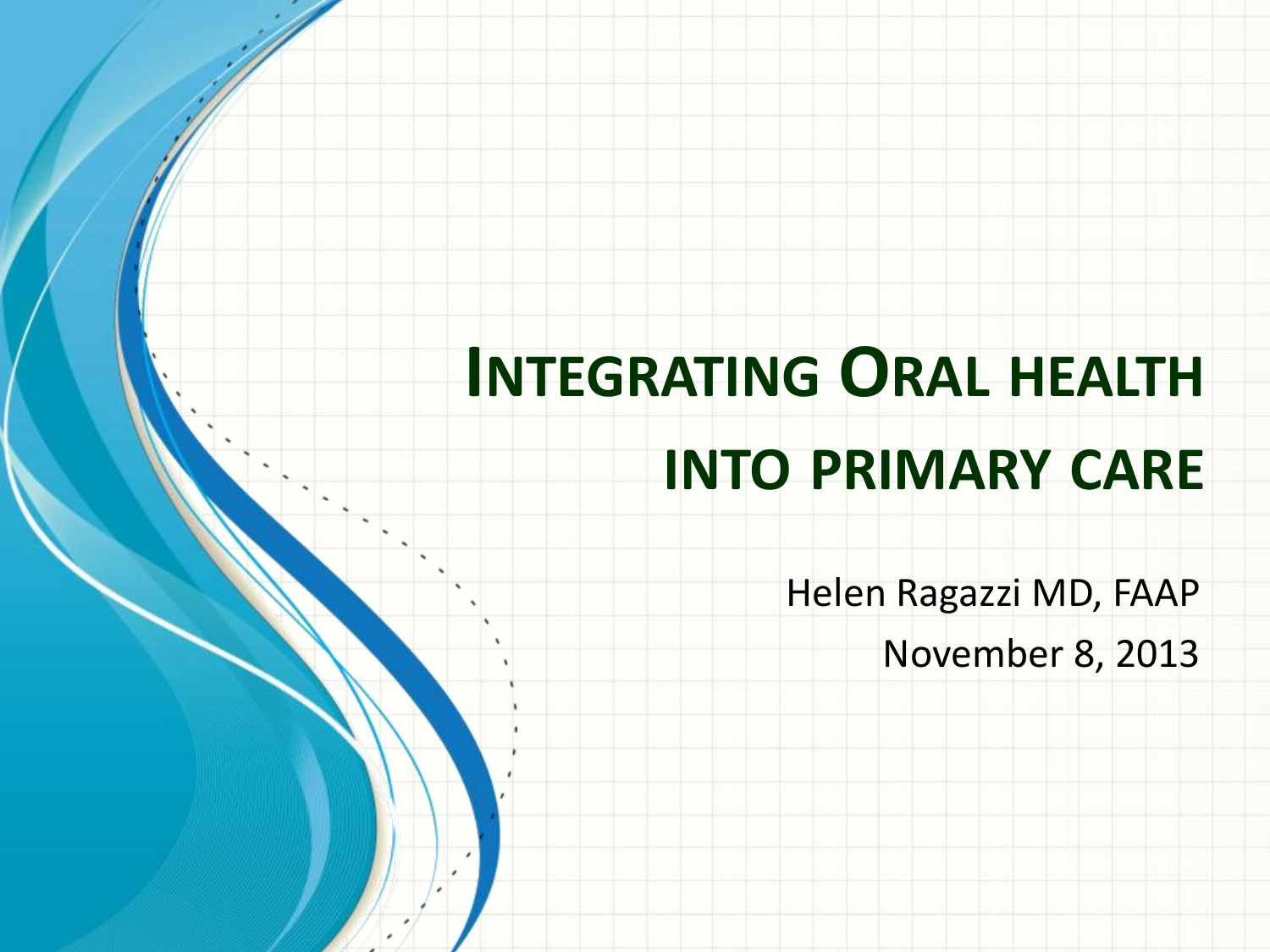# Integrating Oral health into primary care

Helen Ragazzi MD, FAAP

November 8, 2013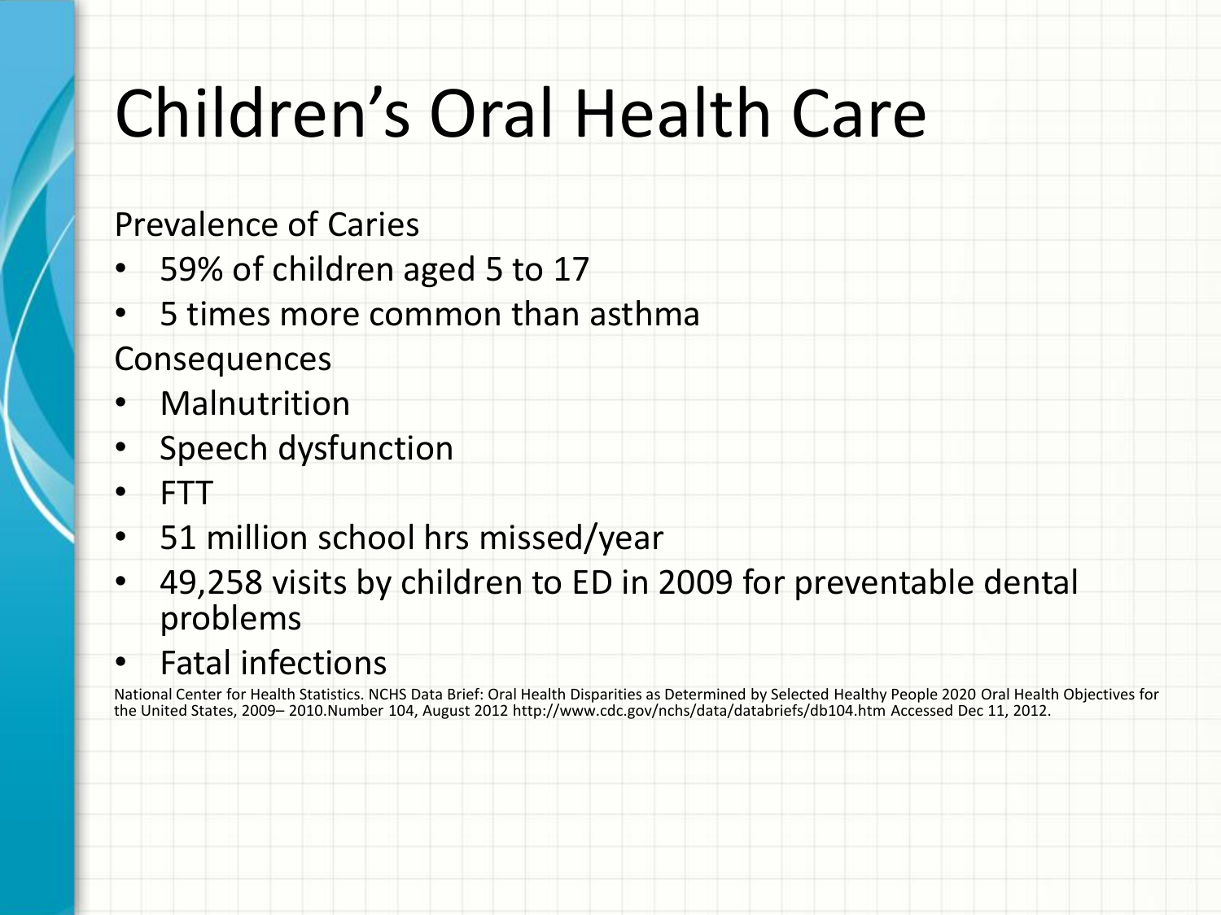# Children's Oral Health Care

Prevalence of Caries

- 59% of children aged 5 to 17
- 5 times more common than asthma

Consequences

- Malnutrition
- Speech dysfunction
- FTT
- 51 million school hrs missed/year
- 49,258 visits by children to ED in 2009 for preventable dental problems
- Fatal infections

National Center for Health Statistics. NCHS Data Brief: Oral Health Disparities as Determined by Selected Healthy People 2020 Oral Health Objectives for the United States, 2009– 2010.Number 104, August 2012 http://www.cdc.gov/nchs/data/databriefs/db104.htm Accessed Dec 11, 2012.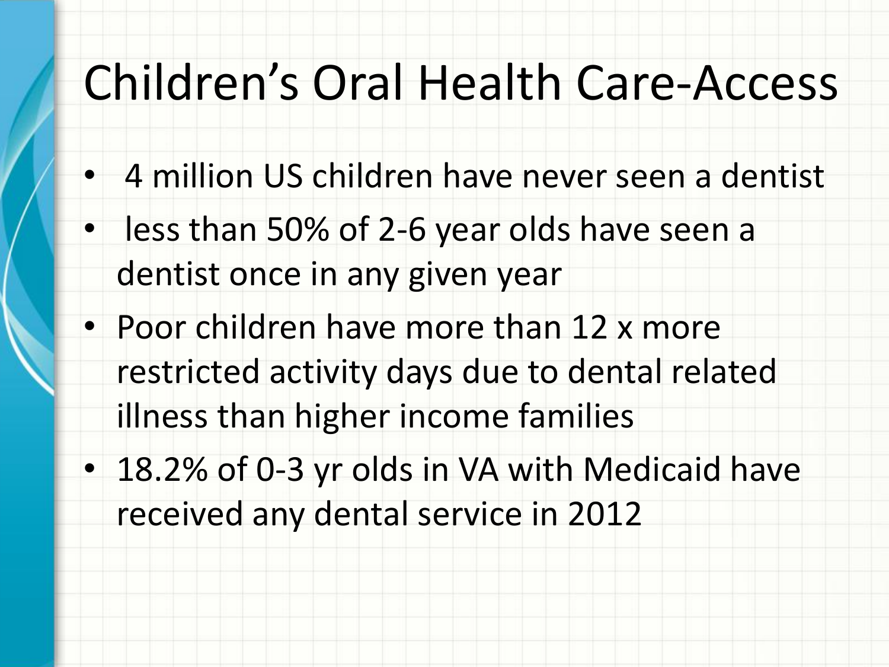# Children's Oral Health Care-Access

- 4 million US children have never seen a dentist
- less than 50% of 2-6 year olds have seen a dentist once in any given year
- Poor children have more than 12 x more restricted activity days due to dental related illness than higher income families
- 18.2% of 0-3 yr olds in VA with Medicaid have received any dental service in 2012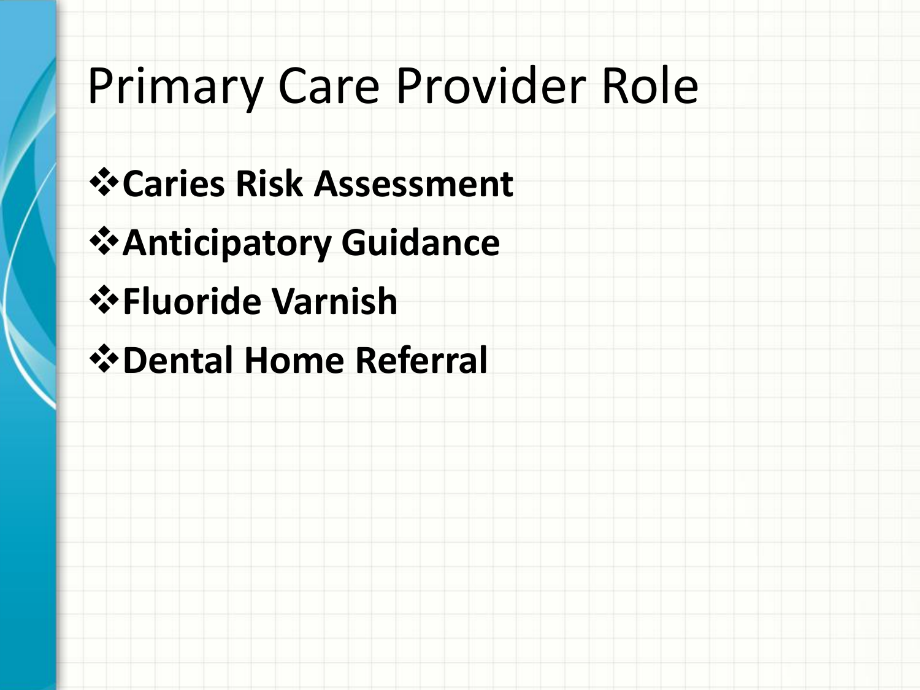# Primary Care Provider Role

- **Caries Risk Assessment**
- **Anticipatory Guidance**
- **Fluoride Varnish**
- **Dental Home Referral**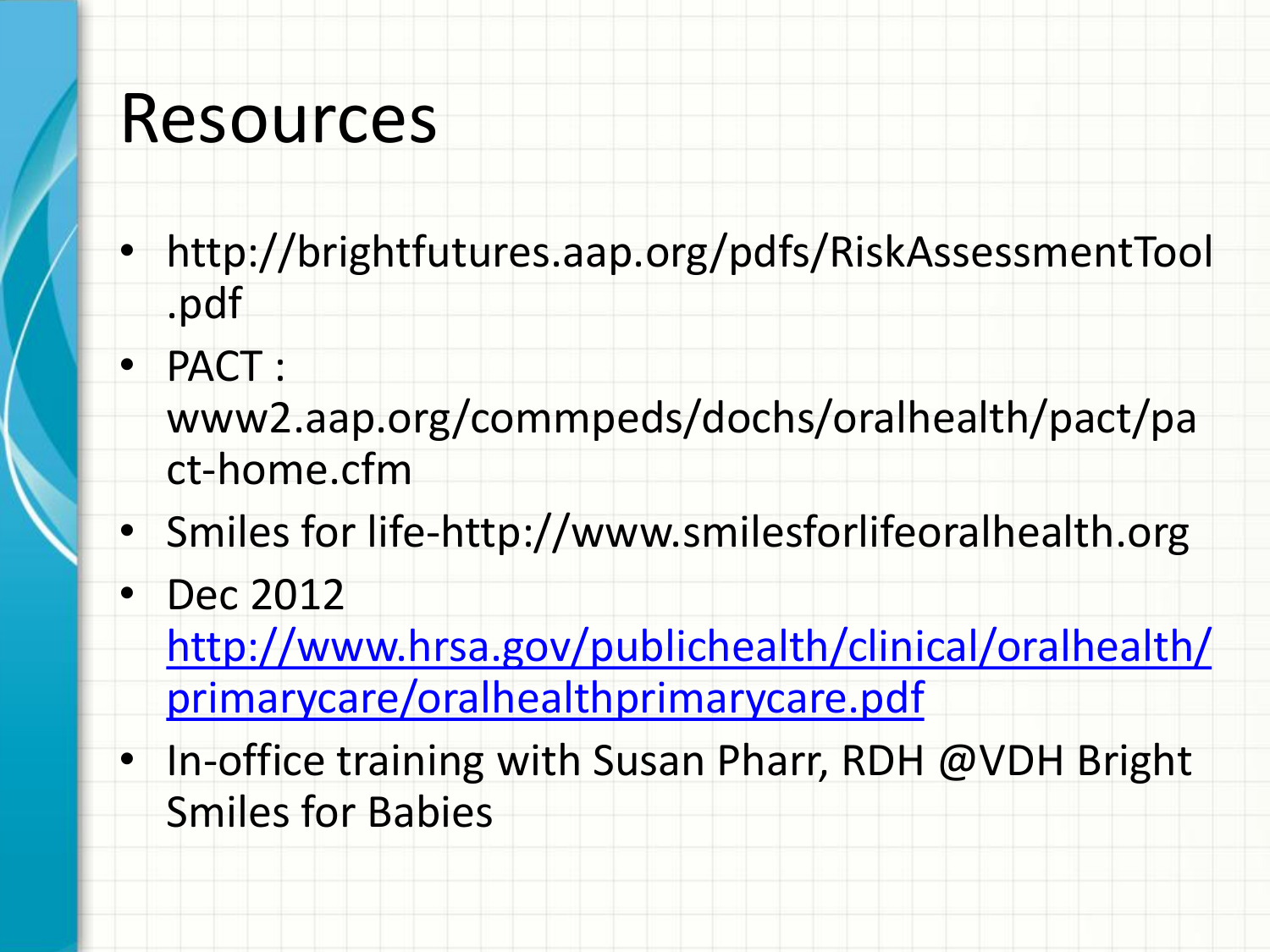# Resources

- http://brightfutures.aap.org/pdfs/RiskAssessmentTool.pdf
- PACT : www2.aap.org/commpeds/dochs/oralhealth/pact/pact-home.cfm
- Smiles for life-http://www.smilesforlifeoralhealth.org
- Dec 2012 [http://www.hrsa.gov/publichealth/clinical/oralhealth/primarycare/oralhealthprimarycare.pdf](http://www.hrsa.gov/publichealth/clinical/oralhealth/primarycare/oralhealthprimarycare.pdf)
- In-office training with Susan Pharr, RDH @VDH Bright Smiles for Babies